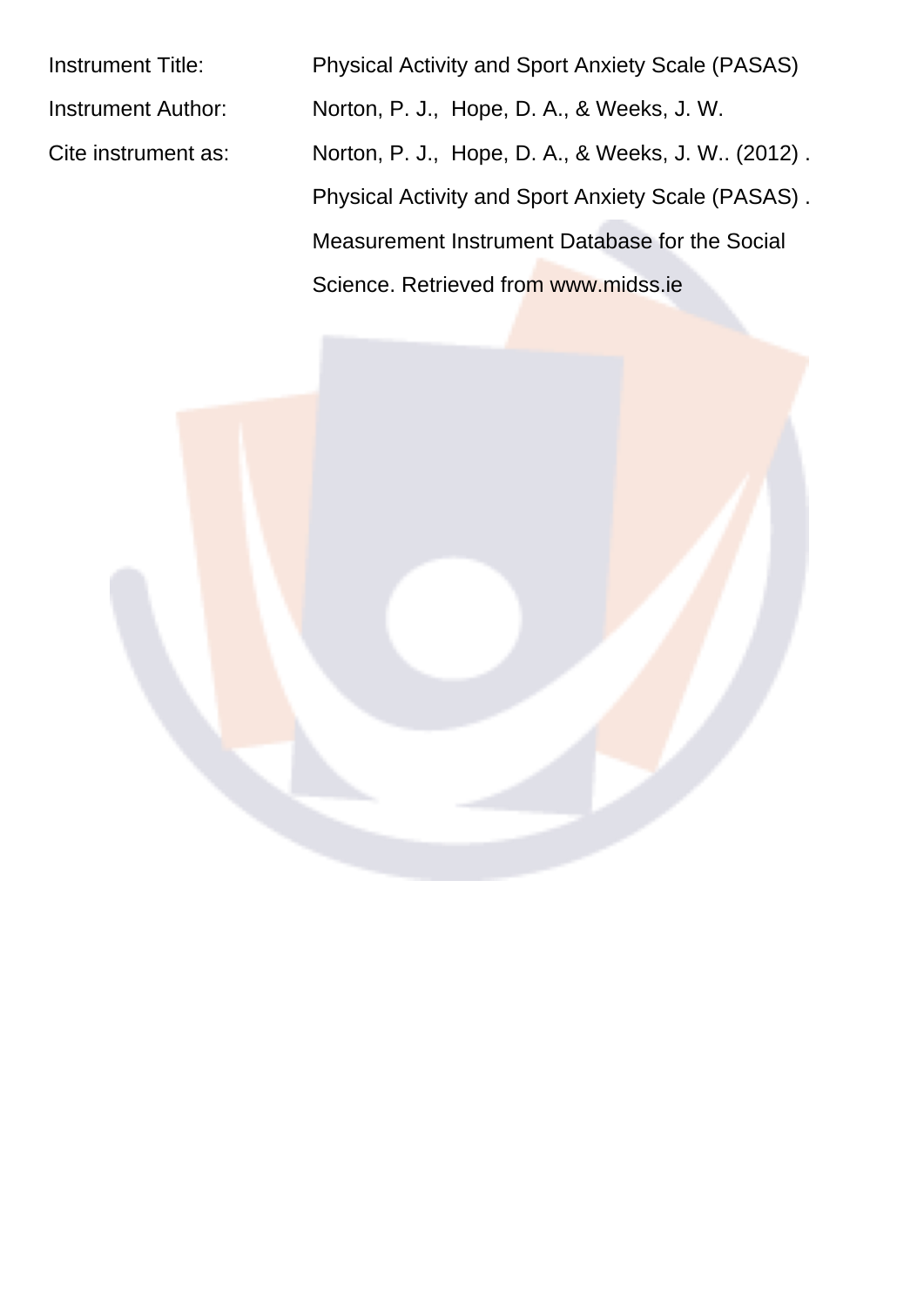| | |
|---|---|
| Instrument Title: | Physical Activity and Sport Anxiety Scale (PASAS) |
| Instrument Author: | Norton, P. J., Hope, D. A., & Weeks, J. W. |
| Cite instrument as: | Norton, P. J., Hope, D. A., & Weeks, J. W.. (2012) . Physical Activity and Sport Anxiety Scale (PASAS) . Measurement Instrument Database for the Social Science. Retrieved from www.midss.ie |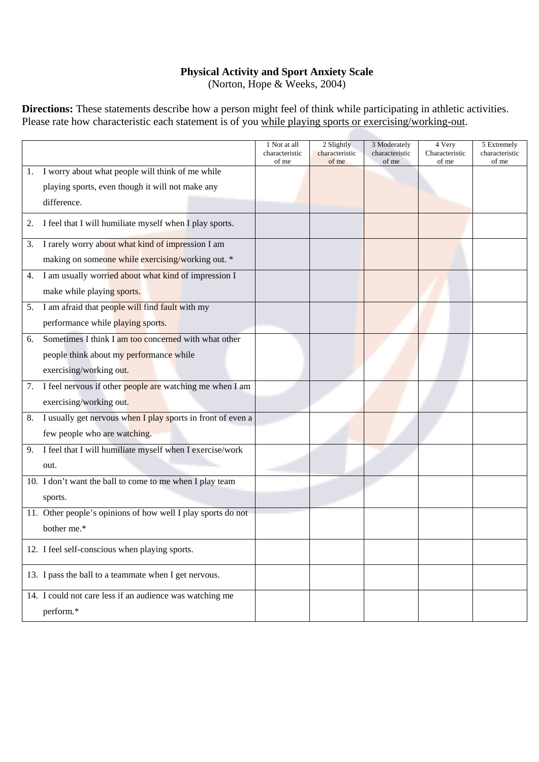**Physical Activity and Sport Anxiety Scale**
(Norton, Hope & Weeks, 2004)

**Directions:** These statements describe how a person might feel of think while participating in athletic activities. Please rate how characteristic each statement is of you while playing sports or exercising/working-out.

| | 1 Not at all characteristic of me | 2 Slightly characteristic of me | 3 Moderately characteristic of me | 4 Very Characteristic of me | 5 Extremely characteristic of me |
|---|---|---|---|---|---|
| 1. I worry about what people will think of me while playing sports, even though it will not make any difference. | | | | | |
| 2. I feel that I will humiliate myself when I play sports. | | | | | |
| 3. I rarely worry about what kind of impression I am making on someone while exercising/working out. * | | | | | |
| 4. I am usually worried about what kind of impression I make while playing sports. | | | | | |
| 5. I am afraid that people will find fault with my performance while playing sports. | | | | | |
| 6. Sometimes I think I am too concerned with what other people think about my performance while exercising/working out. | | | | | |
| 7. I feel nervous if other people are watching me when I am exercising/working out. | | | | | |
| 8. I usually get nervous when I play sports in front of even a few people who are watching. | | | | | |
| 9. I feel that I will humiliate myself when I exercise/work out. | | | | | |
| 10. I don't want the ball to come to me when I play team sports. | | | | | |
| 11. Other people's opinions of how well I play sports do not bother me.* | | | | | |
| 12. I feel self-conscious when playing sports. | | | | | |
| 13. I pass the ball to a teammate when I get nervous. | | | | | |
| 14. I could not care less if an audience was watching me perform.* | | | | | |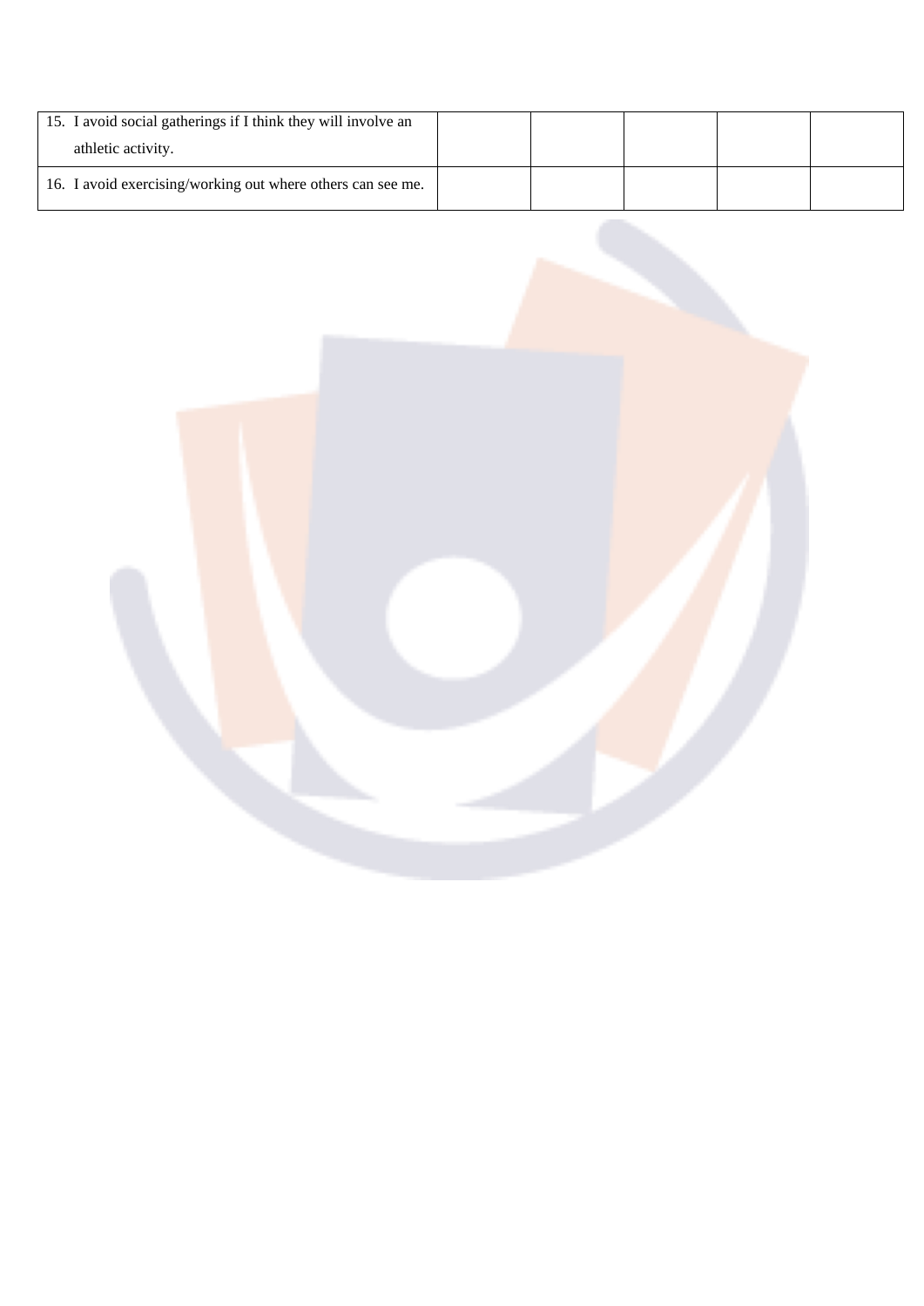| | | | | | |
|---|---|---|---|---|---|
| 15. I avoid social gatherings if I think they will involve an athletic activity. | | | | | |
| 16. I avoid exercising/working out where others can see me. | | | | | |